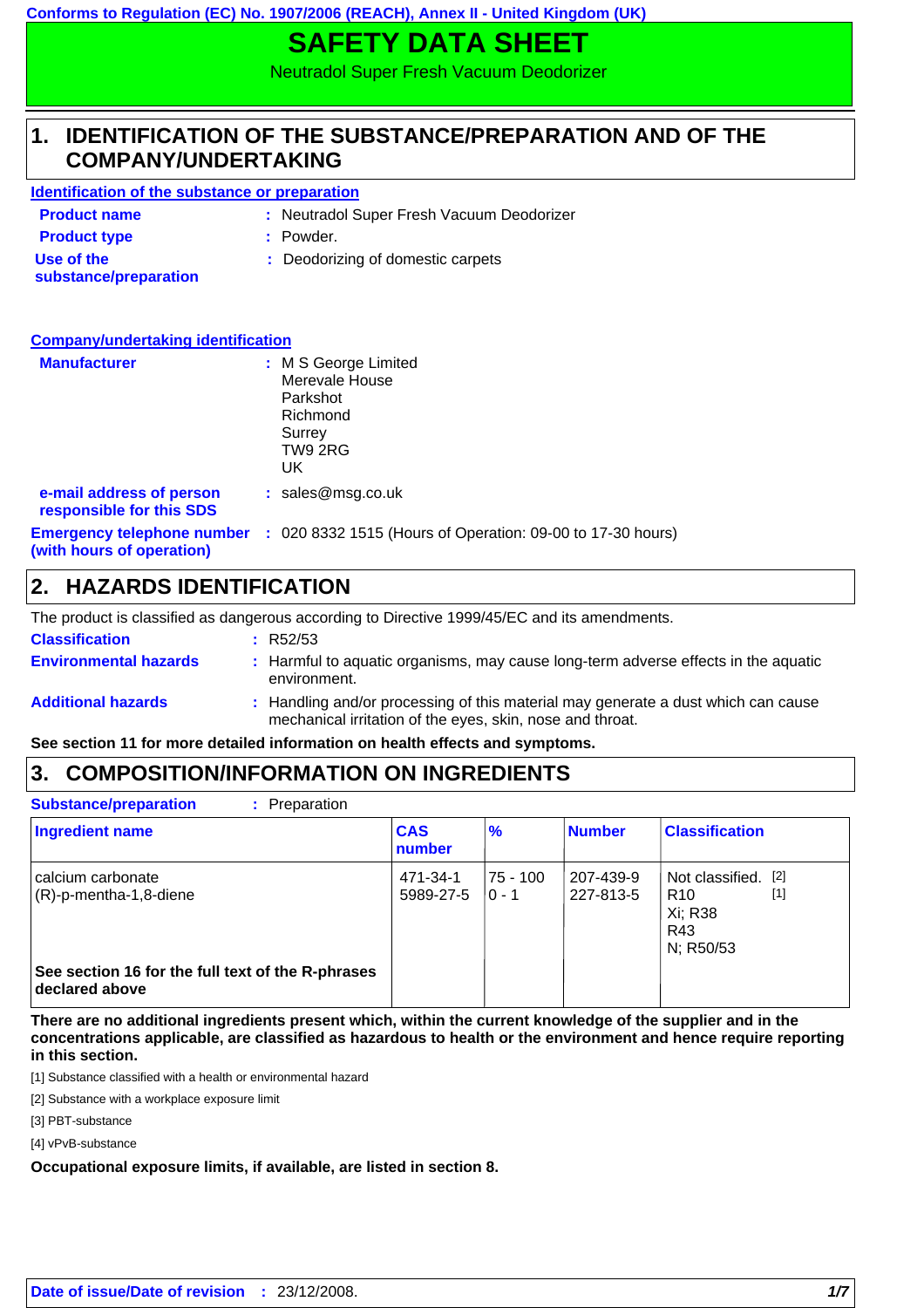Conforms to Regulation (EC) No. 1907/2006 (REACH), Annex II - United Kingdom (UK)

# SAFETY DATA SHEET

Neutradol Super Fresh Vacuum Deodorizer

## 1. IDENTIFICATION OF THE SUBSTANCE/PREPARATION AND OF THE COMPANY/UNDERTAKING

**Identification of the substance or preparation**

**Product name** : Neutradol Super Fresh Vacuum Deodorizer

**Product type** : Powder.

**Use of the substance/preparation** : Deodorizing of domestic carpets

**Company/undertaking identification**

**Manufacturer** : M S George Limited
Merevale House
Parkshot
Richmond
Surrey
TW9 2RG
UK

**e-mail address of person responsible for this SDS** : sales@msg.co.uk

**Emergency telephone number (with hours of operation)** : 020 8332 1515 (Hours of Operation: 09-00 to 17-30 hours)

## 2. HAZARDS IDENTIFICATION

The product is classified as dangerous according to Directive 1999/45/EC and its amendments.

**Classification** : R52/53

**Environmental hazards** : Harmful to aquatic organisms, may cause long-term adverse effects in the aquatic environment.

**Additional hazards** : Handling and/or processing of this material may generate a dust which can cause mechanical irritation of the eyes, skin, nose and throat.

**See section 11 for more detailed information on health effects and symptoms.**

## 3. COMPOSITION/INFORMATION ON INGREDIENTS

**Substance/preparation** : Preparation

| Ingredient name | CAS number | % | Number | Classification |
|---|---|---|---|---|
| calcium carbonate | 471-34-1 | 75 - 100 | 207-439-9 | Not classified. [2] |
| (R)-p-mentha-1,8-diene | 5989-27-5 | 0 - 1 | 227-813-5 | R10 [1]<br>Xi; R38<br>R43<br>N; R50/53 |
| **See section 16 for the full text of the R-phrases declared above** | | | | |

**There are no additional ingredients present which, within the current knowledge of the supplier and in the concentrations applicable, are classified as hazardous to health or the environment and hence require reporting in this section.**

[1] Substance classified with a health or environmental hazard

[2] Substance with a workplace exposure limit

[3] PBT-substance

[4] vPvB-substance

**Occupational exposure limits, if available, are listed in section 8.**

**Date of issue/Date of revision** : 23/12/2008.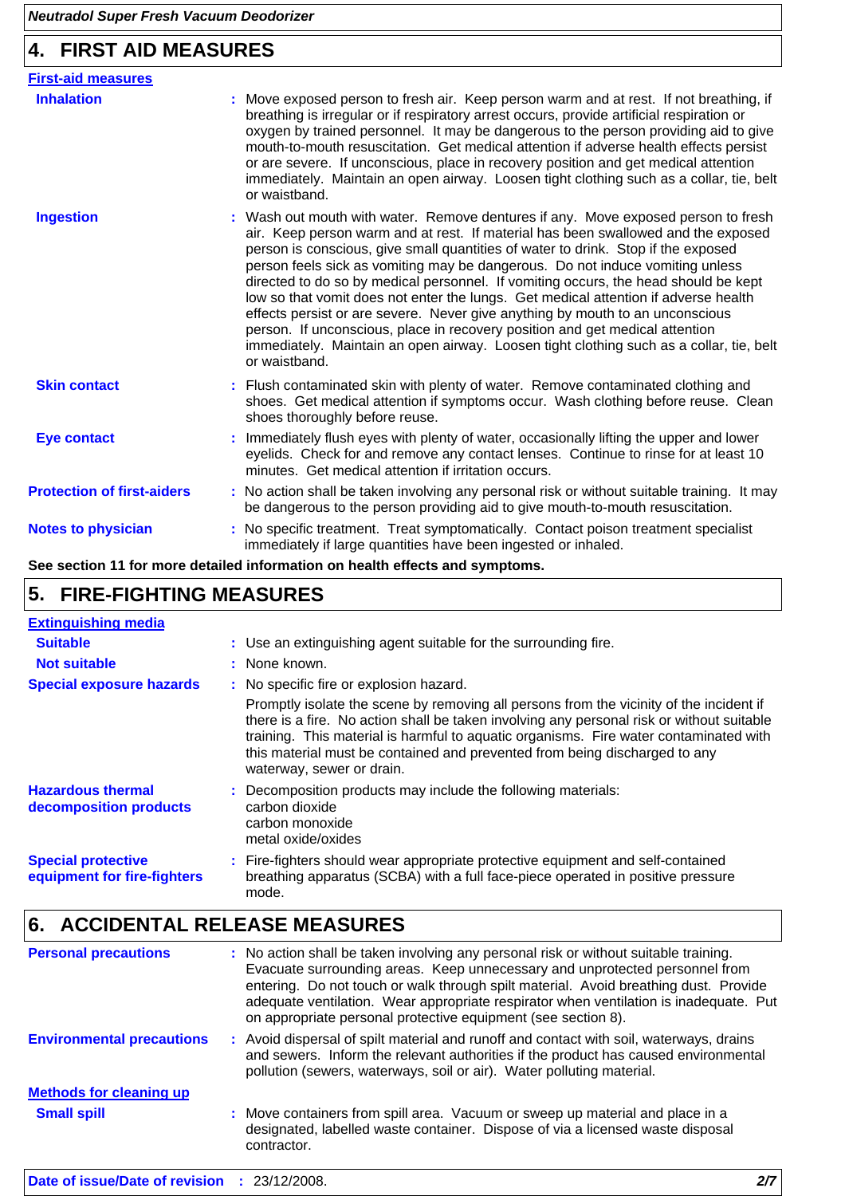## 4. FIRST AID MEASURES

**First-aid measures**

**Inhalation** : Move exposed person to fresh air. Keep person warm and at rest. If not breathing, if breathing is irregular or if respiratory arrest occurs, provide artificial respiration or oxygen by trained personnel. It may be dangerous to the person providing aid to give mouth-to-mouth resuscitation. Get medical attention if adverse health effects persist or are severe. If unconscious, place in recovery position and get medical attention immediately. Maintain an open airway. Loosen tight clothing such as a collar, tie, belt or waistband.

**Ingestion** : Wash out mouth with water. Remove dentures if any. Move exposed person to fresh air. Keep person warm and at rest. If material has been swallowed and the exposed person is conscious, give small quantities of water to drink. Stop if the exposed person feels sick as vomiting may be dangerous. Do not induce vomiting unless directed to do so by medical personnel. If vomiting occurs, the head should be kept low so that vomit does not enter the lungs. Get medical attention if adverse health effects persist or are severe. Never give anything by mouth to an unconscious person. If unconscious, place in recovery position and get medical attention immediately. Maintain an open airway. Loosen tight clothing such as a collar, tie, belt or waistband.

**Skin contact** : Flush contaminated skin with plenty of water. Remove contaminated clothing and shoes. Get medical attention if symptoms occur. Wash clothing before reuse. Clean shoes thoroughly before reuse.

**Eye contact** : Immediately flush eyes with plenty of water, occasionally lifting the upper and lower eyelids. Check for and remove any contact lenses. Continue to rinse for at least 10 minutes. Get medical attention if irritation occurs.

**Protection of first-aiders** : No action shall be taken involving any personal risk or without suitable training. It may be dangerous to the person providing aid to give mouth-to-mouth resuscitation.

**Notes to physician** : No specific treatment. Treat symptomatically. Contact poison treatment specialist immediately if large quantities have been ingested or inhaled.

**See section 11 for more detailed information on health effects and symptoms.**

## 5. FIRE-FIGHTING MEASURES

**Extinguishing media**

**Suitable** : Use an extinguishing agent suitable for the surrounding fire.

**Not suitable** : None known.

**Special exposure hazards** : No specific fire or explosion hazard.

Promptly isolate the scene by removing all persons from the vicinity of the incident if there is a fire. No action shall be taken involving any personal risk or without suitable training. This material is harmful to aquatic organisms. Fire water contaminated with this material must be contained and prevented from being discharged to any waterway, sewer or drain.

**Hazardous thermal decomposition products** : Decomposition products may include the following materials:
carbon dioxide
carbon monoxide
metal oxide/oxides

**Special protective equipment for fire-fighters** : Fire-fighters should wear appropriate protective equipment and self-contained breathing apparatus (SCBA) with a full face-piece operated in positive pressure mode.

## 6. ACCIDENTAL RELEASE MEASURES

**Personal precautions** : No action shall be taken involving any personal risk or without suitable training. Evacuate surrounding areas. Keep unnecessary and unprotected personnel from entering. Do not touch or walk through spilt material. Avoid breathing dust. Provide adequate ventilation. Wear appropriate respirator when ventilation is inadequate. Put on appropriate personal protective equipment (see section 8).

**Environmental precautions** : Avoid dispersal of spilt material and runoff and contact with soil, waterways, drains and sewers. Inform the relevant authorities if the product has caused environmental pollution (sewers, waterways, soil or air). Water polluting material.

**Methods for cleaning up**

**Small spill** : Move containers from spill area. Vacuum or sweep up material and place in a designated, labelled waste container. Dispose of via a licensed waste disposal contractor.

**Date of issue/Date of revision** : 23/12/2008.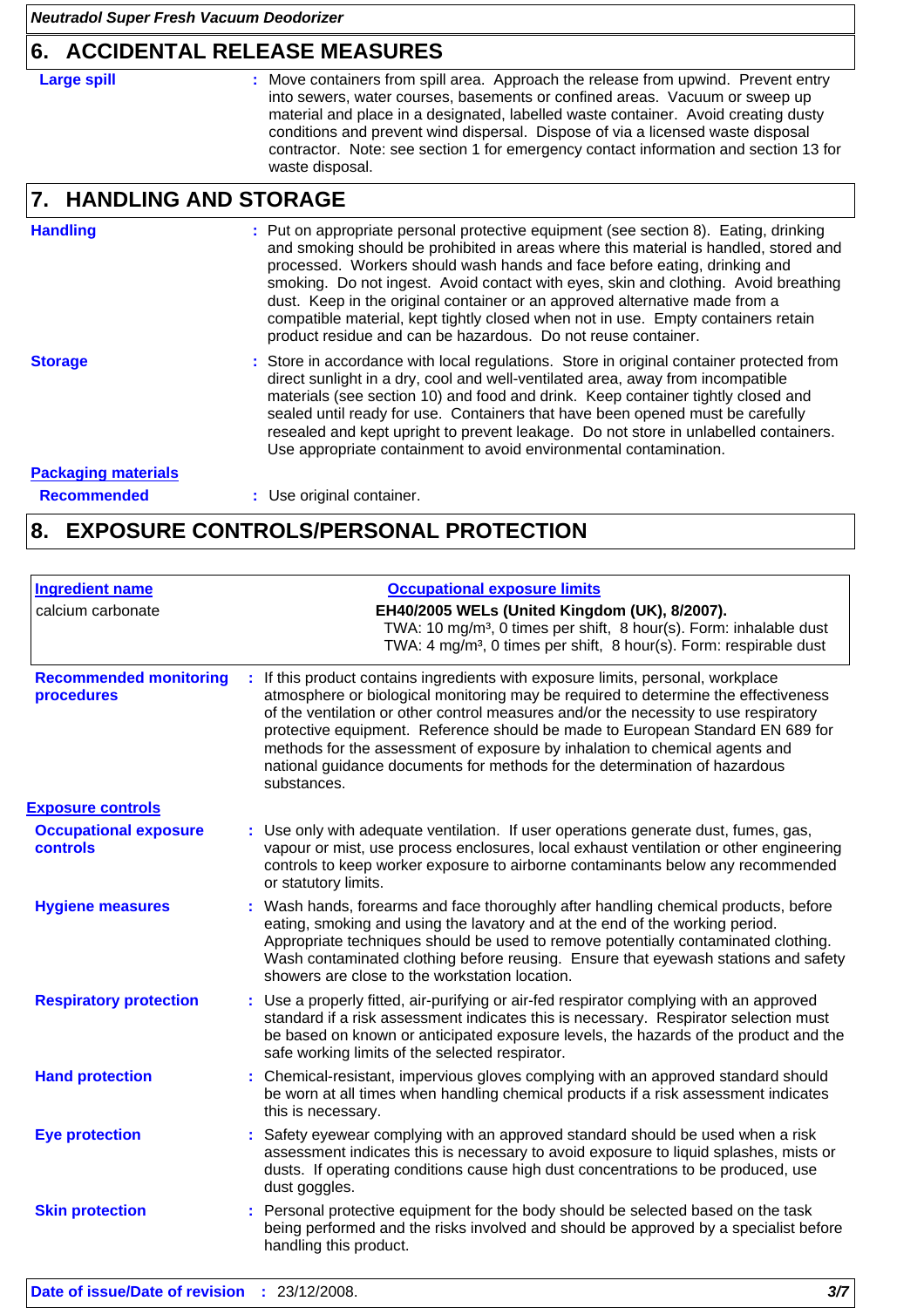## 6. ACCIDENTAL RELEASE MEASURES

**Large spill** : Move containers from spill area. Approach the release from upwind. Prevent entry into sewers, water courses, basements or confined areas. Vacuum or sweep up material and place in a designated, labelled waste container. Avoid creating dusty conditions and prevent wind dispersal. Dispose of via a licensed waste disposal contractor. Note: see section 1 for emergency contact information and section 13 for waste disposal.

## 7. HANDLING AND STORAGE

**Handling** : Put on appropriate personal protective equipment (see section 8). Eating, drinking and smoking should be prohibited in areas where this material is handled, stored and processed. Workers should wash hands and face before eating, drinking and smoking. Do not ingest. Avoid contact with eyes, skin and clothing. Avoid breathing dust. Keep in the original container or an approved alternative made from a compatible material, kept tightly closed when not in use. Empty containers retain product residue and can be hazardous. Do not reuse container.

**Storage** : Store in accordance with local regulations. Store in original container protected from direct sunlight in a dry, cool and well-ventilated area, away from incompatible materials (see section 10) and food and drink. Keep container tightly closed and sealed until ready for use. Containers that have been opened must be carefully resealed and kept upright to prevent leakage. Do not store in unlabelled containers. Use appropriate containment to avoid environmental contamination.

**Packaging materials**

**Recommended** : Use original container.

## 8. EXPOSURE CONTROLS/PERSONAL PROTECTION

| Ingredient name | Occupational exposure limits |
|---|---|
| calcium carbonate | **EH40/2005 WELs (United Kingdom (UK), 8/2007).**<br>TWA: 10 mg/m³, 0 times per shift, 8 hour(s). Form: inhalable dust<br>TWA: 4 mg/m³, 0 times per shift, 8 hour(s). Form: respirable dust |

**Recommended monitoring procedures** : If this product contains ingredients with exposure limits, personal, workplace atmosphere or biological monitoring may be required to determine the effectiveness of the ventilation or other control measures and/or the necessity to use respiratory protective equipment. Reference should be made to European Standard EN 689 for methods for the assessment of exposure by inhalation to chemical agents and national guidance documents for methods for the determination of hazardous substances.

**Exposure controls**

**Occupational exposure controls** : Use only with adequate ventilation. If user operations generate dust, fumes, gas, vapour or mist, use process enclosures, local exhaust ventilation or other engineering controls to keep worker exposure to airborne contaminants below any recommended or statutory limits.

**Hygiene measures** : Wash hands, forearms and face thoroughly after handling chemical products, before eating, smoking and using the lavatory and at the end of the working period. Appropriate techniques should be used to remove potentially contaminated clothing. Wash contaminated clothing before reusing. Ensure that eyewash stations and safety showers are close to the workstation location.

**Respiratory protection** : Use a properly fitted, air-purifying or air-fed respirator complying with an approved standard if a risk assessment indicates this is necessary. Respirator selection must be based on known or anticipated exposure levels, the hazards of the product and the safe working limits of the selected respirator.

**Hand protection** : Chemical-resistant, impervious gloves complying with an approved standard should be worn at all times when handling chemical products if a risk assessment indicates this is necessary.

**Eye protection** : Safety eyewear complying with an approved standard should be used when a risk assessment indicates this is necessary to avoid exposure to liquid splashes, mists or dusts. If operating conditions cause high dust concentrations to be produced, use dust goggles.

**Skin protection** : Personal protective equipment for the body should be selected based on the task being performed and the risks involved and should be approved by a specialist before handling this product.

**Date of issue/Date of revision** : 23/12/2008.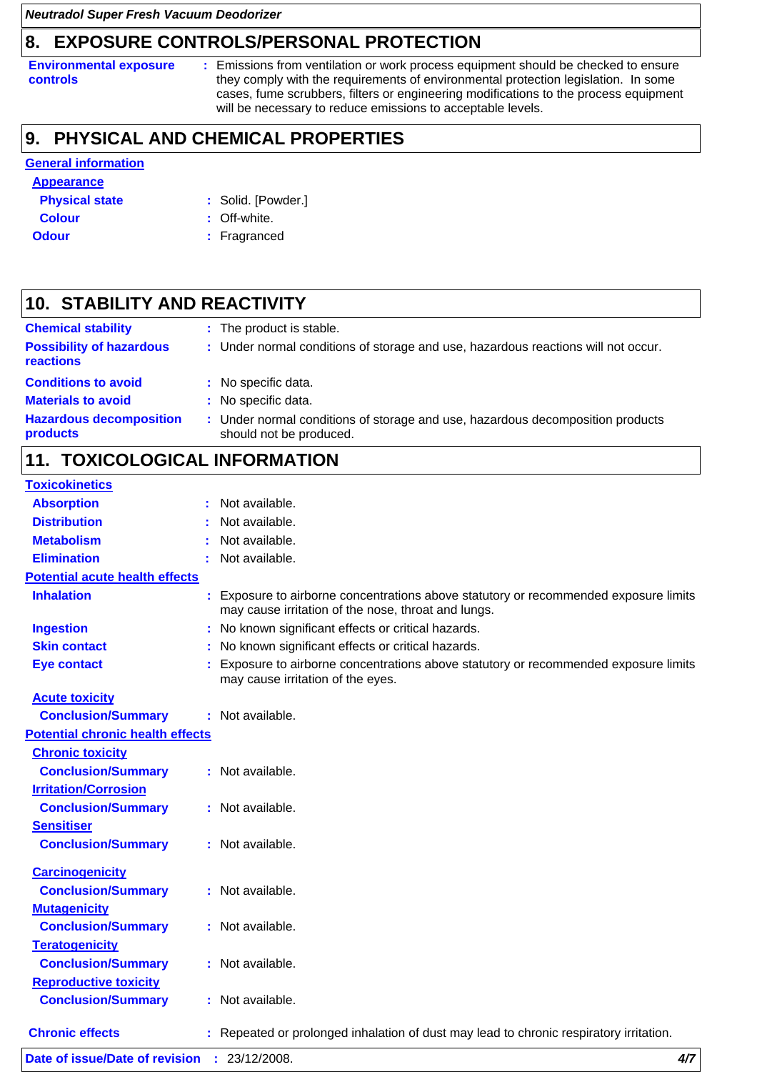## 8. EXPOSURE CONTROLS/PERSONAL PROTECTION

**Environmental exposure controls** : Emissions from ventilation or work process equipment should be checked to ensure they comply with the requirements of environmental protection legislation. In some cases, fume scrubbers, filters or engineering modifications to the process equipment will be necessary to reduce emissions to acceptable levels.

## 9. PHYSICAL AND CHEMICAL PROPERTIES

**General information**

**Appearance**

**Physical state** : Solid. [Powder.]

**Colour** : Off-white.

**Odour** : Fragranced

## 10. STABILITY AND REACTIVITY

**Chemical stability** : The product is stable.

**Possibility of hazardous reactions** : Under normal conditions of storage and use, hazardous reactions will not occur.

**Conditions to avoid** : No specific data.

**Materials to avoid** : No specific data.

**Hazardous decomposition products** : Under normal conditions of storage and use, hazardous decomposition products should not be produced.

## 11. TOXICOLOGICAL INFORMATION

**Toxicokinetics**

**Absorption** : Not available.

**Distribution** : Not available.

**Metabolism** : Not available.

**Elimination** : Not available.

**Potential acute health effects**

**Inhalation** : Exposure to airborne concentrations above statutory or recommended exposure limits may cause irritation of the nose, throat and lungs.

**Ingestion** : No known significant effects or critical hazards.

**Skin contact** : No known significant effects or critical hazards.

**Eye contact** : Exposure to airborne concentrations above statutory or recommended exposure limits may cause irritation of the eyes.

**Acute toxicity**

**Conclusion/Summary** : Not available.

**Potential chronic health effects**

**Chronic toxicity**

**Conclusion/Summary** : Not available.

**Irritation/Corrosion**

**Conclusion/Summary** : Not available.

**Sensitiser**

**Conclusion/Summary** : Not available.

**Carcinogenicity**

**Conclusion/Summary** : Not available.

**Mutagenicity**

**Conclusion/Summary** : Not available.

**Teratogenicity**

**Conclusion/Summary** : Not available.

**Reproductive toxicity**

**Conclusion/Summary** : Not available.

**Chronic effects** : Repeated or prolonged inhalation of dust may lead to chronic respiratory irritation.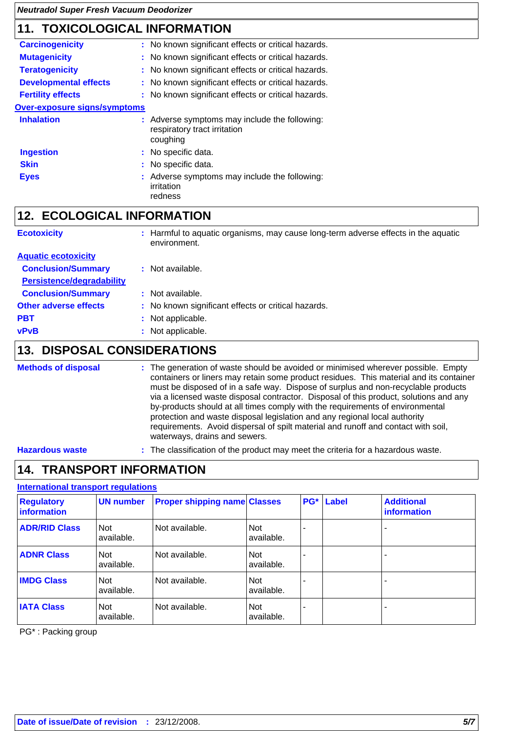## 11. TOXICOLOGICAL INFORMATION

**Carcinogenicity** : No known significant effects or critical hazards.

**Mutagenicity** : No known significant effects or critical hazards.

**Teratogenicity** : No known significant effects or critical hazards.

**Developmental effects** : No known significant effects or critical hazards.

**Fertility effects** : No known significant effects or critical hazards.

**Over-exposure signs/symptoms**

**Inhalation** : Adverse symptoms may include the following:
respiratory tract irritation
coughing

**Ingestion** : No specific data.

**Skin** : No specific data.

**Eyes** : Adverse symptoms may include the following:
irritation
redness

## 12. ECOLOGICAL INFORMATION

**Ecotoxicity** : Harmful to aquatic organisms, may cause long-term adverse effects in the aquatic environment.

**Aquatic ecotoxicity**

**Conclusion/Summary** : Not available.

**Persistence/degradability**

**Conclusion/Summary** : Not available.

**Other adverse effects** : No known significant effects or critical hazards.

**PBT** : Not applicable.

**vPvB** : Not applicable.

## 13. DISPOSAL CONSIDERATIONS

**Methods of disposal** : The generation of waste should be avoided or minimised wherever possible. Empty containers or liners may retain some product residues. This material and its container must be disposed of in a safe way. Dispose of surplus and non-recyclable products via a licensed waste disposal contractor. Disposal of this product, solutions and any by-products should at all times comply with the requirements of environmental protection and waste disposal legislation and any regional local authority requirements. Avoid dispersal of spilt material and runoff and contact with soil, waterways, drains and sewers.

**Hazardous waste** : The classification of the product may meet the criteria for a hazardous waste.

## 14. TRANSPORT INFORMATION

**International transport regulations**

| Regulatory information | UN number | Proper shipping name | Classes | PG* | Label | Additional information |
|---|---|---|---|---|---|---|
| ADR/RID Class | Not available. | Not available. | Not available. | - | | - |
| ADNR Class | Not available. | Not available. | Not available. | - | | - |
| IMDG Class | Not available. | Not available. | Not available. | - | | - |
| IATA Class | Not available. | Not available. | Not available. | - | | - |

PG* : Packing group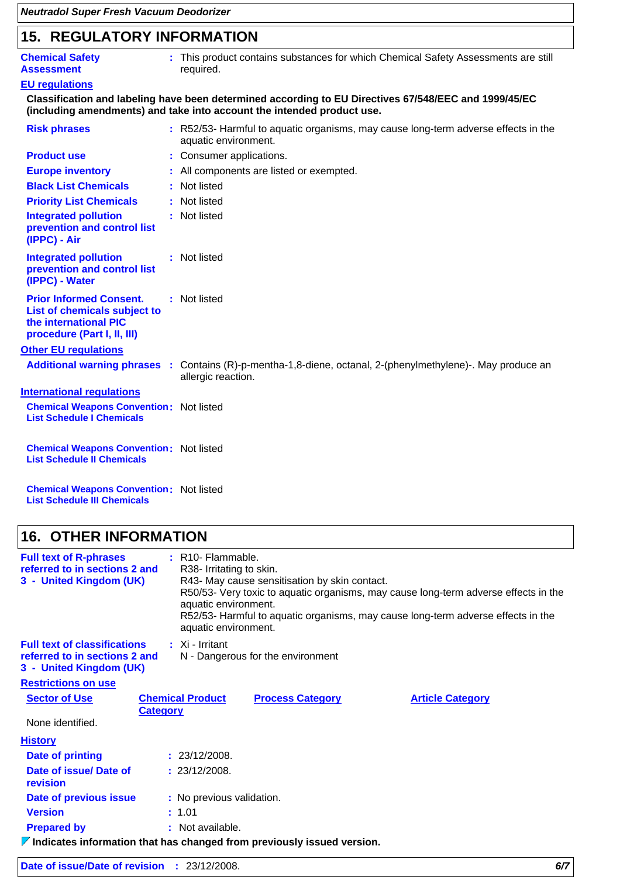## 15. REGULATORY INFORMATION

**Chemical Safety Assessment** : This product contains substances for which Chemical Safety Assessments are still required.

**EU regulations**

**Classification and labeling have been determined according to EU Directives 67/548/EEC and 1999/45/EC (including amendments) and take into account the intended product use.**

**Risk phrases** : R52/53- Harmful to aquatic organisms, may cause long-term adverse effects in the aquatic environment.

**Product use** : Consumer applications.

**Europe inventory** : All components are listed or exempted.

**Black List Chemicals** : Not listed

**Priority List Chemicals** : Not listed

**Integrated pollution prevention and control list (IPPC) - Air** : Not listed

**Integrated pollution prevention and control list (IPPC) - Water** : Not listed

**Prior Informed Consent. List of chemicals subject to the international PIC procedure (Part I, II, III)** : Not listed

**Other EU regulations**

**Additional warning phrases** : Contains (R)-p-mentha-1,8-diene, octanal, 2-(phenylmethylene)-. May produce an allergic reaction.

**International regulations**

**Chemical Weapons Convention List Schedule I Chemicals** : Not listed

**Chemical Weapons Convention List Schedule II Chemicals** : Not listed

**Chemical Weapons Convention List Schedule III Chemicals** : Not listed

## 16. OTHER INFORMATION

**Full text of R-phrases referred to in sections 2 and 3 - United Kingdom (UK)** :
R10- Flammable.
R38- Irritating to skin.
R43- May cause sensitisation by skin contact.
R50/53- Very toxic to aquatic organisms, may cause long-term adverse effects in the aquatic environment.
R52/53- Harmful to aquatic organisms, may cause long-term adverse effects in the aquatic environment.

**Full text of classifications referred to in sections 2 and 3 - United Kingdom (UK)** :
Xi - Irritant
N - Dangerous for the environment

**Restrictions on use**

| Sector of Use | Chemical Product Category | Process Category | Article Category |
|---|---|---|---|
| None identified. | | | |

**History**

**Date of printing** : 23/12/2008.

**Date of issue/ Date of revision** : 23/12/2008.

**Date of previous issue** : No previous validation.

**Version** : 1.01

**Prepared by** : Not available.

**Indicates information that has changed from previously issued version.**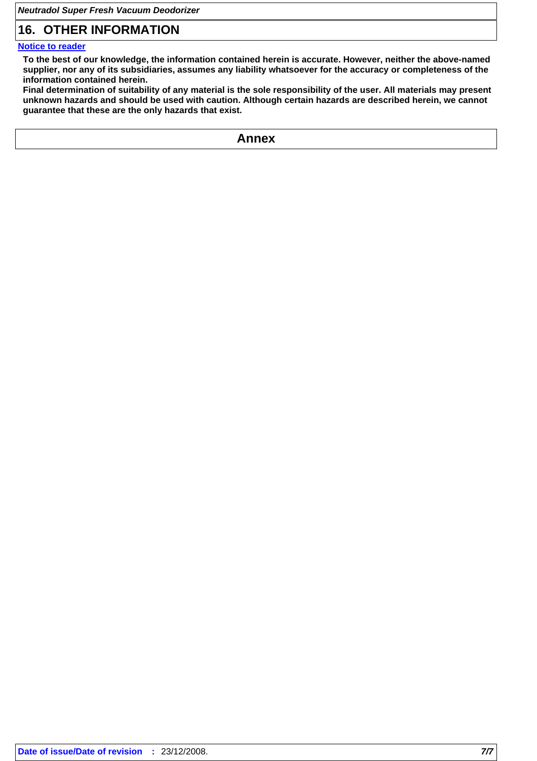## 16. OTHER INFORMATION

**Notice to reader**

**To the best of our knowledge, the information contained herein is accurate. However, neither the above-named supplier, nor any of its subsidiaries, assumes any liability whatsoever for the accuracy or completeness of the information contained herein.**

**Final determination of suitability of any material is the sole responsibility of the user. All materials may present unknown hazards and should be used with caution. Although certain hazards are described herein, we cannot guarantee that these are the only hazards that exist.**

## Annex

**Date of issue/Date of revision** : 23/12/2008.